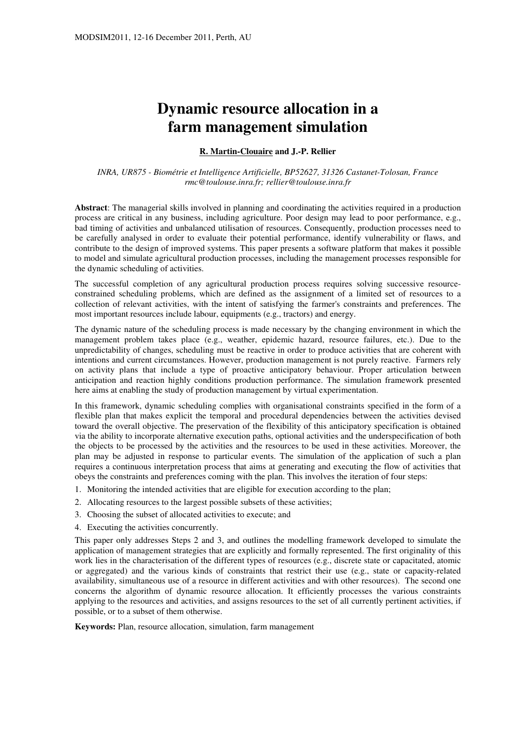# Dynamic resource allocation in a farm management simulation

**R. Martin-Clouaire and J.-P. Rellier**

*INRA, UR875 - Biométrie et Intelligence Artificielle, BP52627, 31326 Castanet-Tolosan, France*
*rmc@toulouse.inra.fr; rellier@toulouse.inra.fr*

**Abstract**: The managerial skills involved in planning and coordinating the activities required in a production process are critical in any business, including agriculture. Poor design may lead to poor performance, e.g., bad timing of activities and unbalanced utilisation of resources. Consequently, production processes need to be carefully analysed in order to evaluate their potential performance, identify vulnerability or flaws, and contribute to the design of improved systems. This paper presents a software platform that makes it possible to model and simulate agricultural production processes, including the management processes responsible for the dynamic scheduling of activities.

The successful completion of any agricultural production process requires solving successive resource-constrained scheduling problems, which are defined as the assignment of a limited set of resources to a collection of relevant activities, with the intent of satisfying the farmer's constraints and preferences. The most important resources include labour, equipments (e.g., tractors) and energy.

The dynamic nature of the scheduling process is made necessary by the changing environment in which the management problem takes place (e.g., weather, epidemic hazard, resource failures, etc.). Due to the unpredictability of changes, scheduling must be reactive in order to produce activities that are coherent with intentions and current circumstances. However, production management is not purely reactive. Farmers rely on activity plans that include a type of proactive anticipatory behaviour. Proper articulation between anticipation and reaction highly conditions production performance. The simulation framework presented here aims at enabling the study of production management by virtual experimentation.

In this framework, dynamic scheduling complies with organisational constraints specified in the form of a flexible plan that makes explicit the temporal and procedural dependencies between the activities devised toward the overall objective. The preservation of the flexibility of this anticipatory specification is obtained via the ability to incorporate alternative execution paths, optional activities and the underspecification of both the objects to be processed by the activities and the resources to be used in these activities. Moreover, the plan may be adjusted in response to particular events. The simulation of the application of such a plan requires a continuous interpretation process that aims at generating and executing the flow of activities that obeys the constraints and preferences coming with the plan. This involves the iteration of four steps:

1. Monitoring the intended activities that are eligible for execution according to the plan;
2. Allocating resources to the largest possible subsets of these activities;
3. Choosing the subset of allocated activities to execute; and
4. Executing the activities concurrently.

This paper only addresses Steps 2 and 3, and outlines the modelling framework developed to simulate the application of management strategies that are explicitly and formally represented. The first originality of this work lies in the characterisation of the different types of resources (e.g., discrete state or capacitated, atomic or aggregated) and the various kinds of constraints that restrict their use (e.g., state or capacity-related availability, simultaneous use of a resource in different activities and with other resources). The second one concerns the algorithm of dynamic resource allocation. It efficiently processes the various constraints applying to the resources and activities, and assigns resources to the set of all currently pertinent activities, if possible, or to a subset of them otherwise.

**Keywords:** Plan, resource allocation, simulation, farm management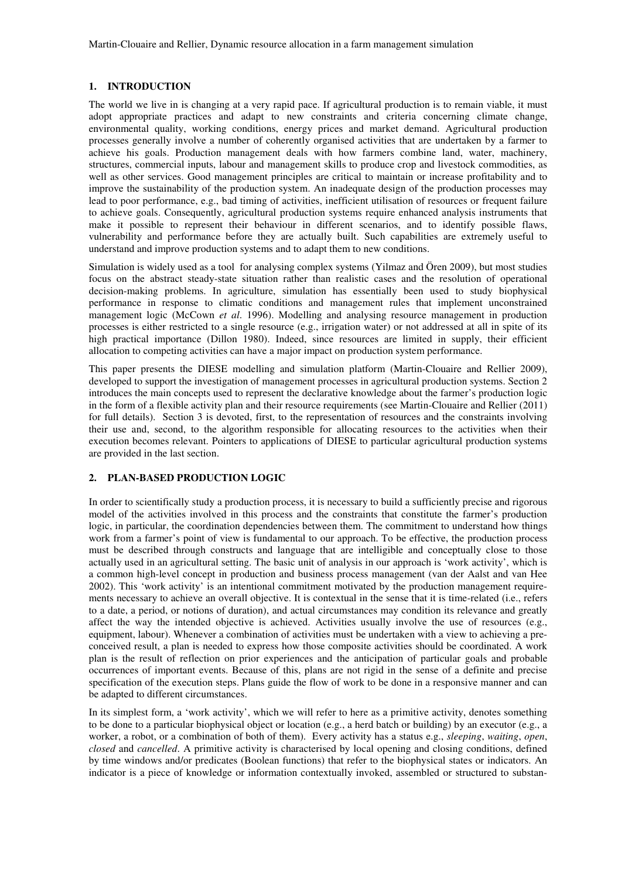## 1. INTRODUCTION

The world we live in is changing at a very rapid pace. If agricultural production is to remain viable, it must adopt appropriate practices and adapt to new constraints and criteria concerning climate change, environmental quality, working conditions, energy prices and market demand. Agricultural production processes generally involve a number of coherently organised activities that are undertaken by a farmer to achieve his goals. Production management deals with how farmers combine land, water, machinery, structures, commercial inputs, labour and management skills to produce crop and livestock commodities, as well as other services. Good management principles are critical to maintain or increase profitability and to improve the sustainability of the production system. An inadequate design of the production processes may lead to poor performance, e.g., bad timing of activities, inefficient utilisation of resources or frequent failure to achieve goals. Consequently, agricultural production systems require enhanced analysis instruments that make it possible to represent their behaviour in different scenarios, and to identify possible flaws, vulnerability and performance before they are actually built. Such capabilities are extremely useful to understand and improve production systems and to adapt them to new conditions.

Simulation is widely used as a tool for analysing complex systems (Yilmaz and Ören 2009), but most studies focus on the abstract steady-state situation rather than realistic cases and the resolution of operational decision-making problems. In agriculture, simulation has essentially been used to study biophysical performance in response to climatic conditions and management rules that implement unconstrained management logic (McCown *et al.* 1996). Modelling and analysing resource management in production processes is either restricted to a single resource (e.g., irrigation water) or not addressed at all in spite of its high practical importance (Dillon 1980). Indeed, since resources are limited in supply, their efficient allocation to competing activities can have a major impact on production system performance.

This paper presents the DIESE modelling and simulation platform (Martin-Clouaire and Rellier 2009), developed to support the investigation of management processes in agricultural production systems. Section 2 introduces the main concepts used to represent the declarative knowledge about the farmer's production logic in the form of a flexible activity plan and their resource requirements (see Martin-Clouaire and Rellier (2011) for full details). Section 3 is devoted, first, to the representation of resources and the constraints involving their use and, second, to the algorithm responsible for allocating resources to the activities when their execution becomes relevant. Pointers to applications of DIESE to particular agricultural production systems are provided in the last section.

## 2. PLAN-BASED PRODUCTION LOGIC

In order to scientifically study a production process, it is necessary to build a sufficiently precise and rigorous model of the activities involved in this process and the constraints that constitute the farmer's production logic, in particular, the coordination dependencies between them. The commitment to understand how things work from a farmer's point of view is fundamental to our approach. To be effective, the production process must be described through constructs and language that are intelligible and conceptually close to those actually used in an agricultural setting. The basic unit of analysis in our approach is 'work activity', which is a common high-level concept in production and business process management (van der Aalst and van Hee 2002). This 'work activity' is an intentional commitment motivated by the production management requirements necessary to achieve an overall objective. It is contextual in the sense that it is time-related (i.e., refers to a date, a period, or notions of duration), and actual circumstances may condition its relevance and greatly affect the way the intended objective is achieved. Activities usually involve the use of resources (e.g., equipment, labour). Whenever a combination of activities must be undertaken with a view to achieving a preconceived result, a plan is needed to express how those composite activities should be coordinated. A work plan is the result of reflection on prior experiences and the anticipation of particular goals and probable occurrences of important events. Because of this, plans are not rigid in the sense of a definite and precise specification of the execution steps. Plans guide the flow of work to be done in a responsive manner and can be adapted to different circumstances.

In its simplest form, a 'work activity', which we will refer to here as a primitive activity, denotes something to be done to a particular biophysical object or location (e.g., a herd batch or building) by an executor (e.g., a worker, a robot, or a combination of both of them). Every activity has a status e.g., *sleeping*, *waiting*, *open*, *closed* and *cancelled*. A primitive activity is characterised by local opening and closing conditions, defined by time windows and/or predicates (Boolean functions) that refer to the biophysical states or indicators. An indicator is a piece of knowledge or information contextually invoked, assembled or structured to substan-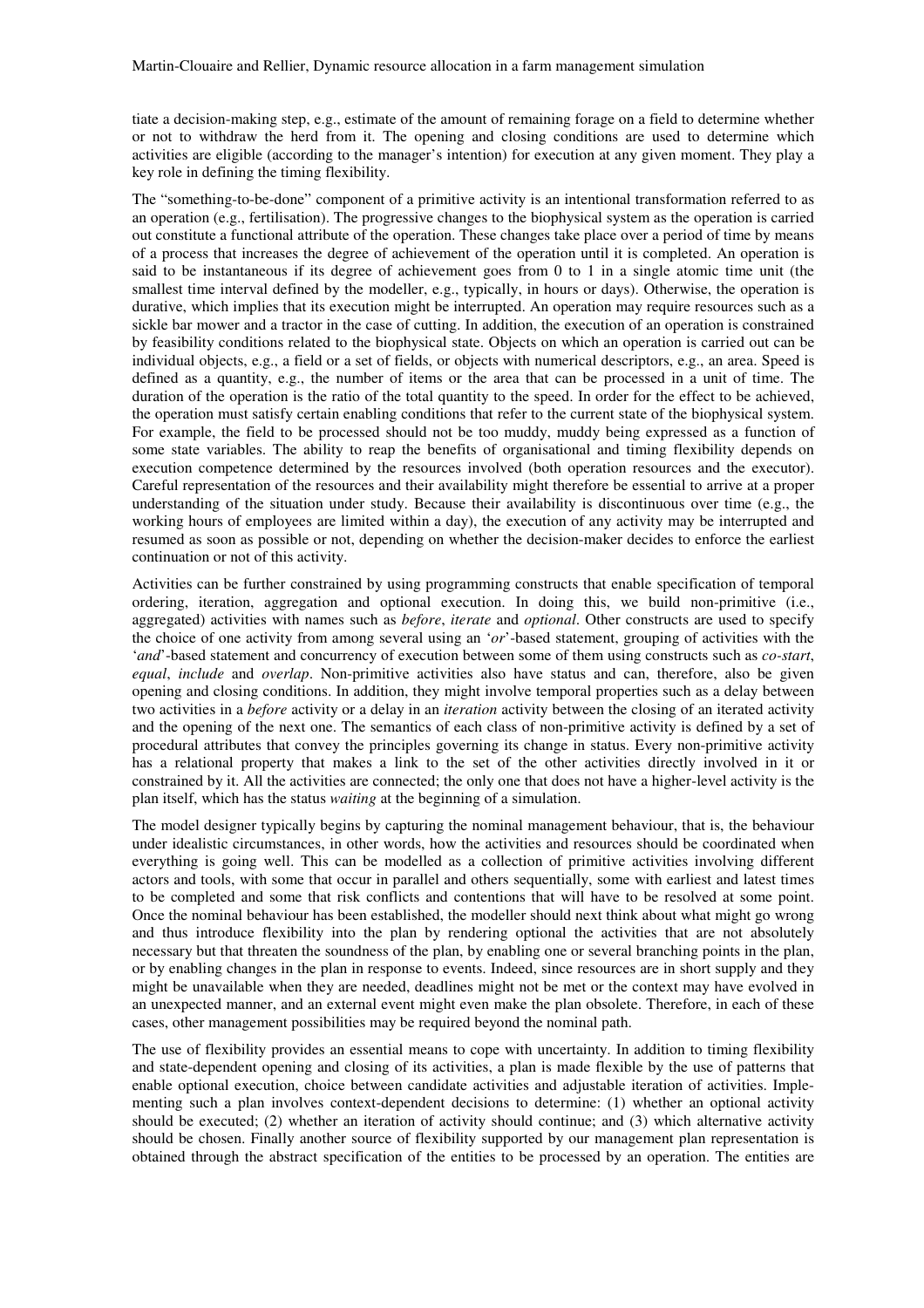tiate a decision-making step, e.g., estimate of the amount of remaining forage on a field to determine whether or not to withdraw the herd from it. The opening and closing conditions are used to determine which activities are eligible (according to the manager's intention) for execution at any given moment. They play a key role in defining the timing flexibility.

The "something-to-be-done" component of a primitive activity is an intentional transformation referred to as an operation (e.g., fertilisation). The progressive changes to the biophysical system as the operation is carried out constitute a functional attribute of the operation. These changes take place over a period of time by means of a process that increases the degree of achievement of the operation until it is completed. An operation is said to be instantaneous if its degree of achievement goes from 0 to 1 in a single atomic time unit (the smallest time interval defined by the modeller, e.g., typically, in hours or days). Otherwise, the operation is durative, which implies that its execution might be interrupted. An operation may require resources such as a sickle bar mower and a tractor in the case of cutting. In addition, the execution of an operation is constrained by feasibility conditions related to the biophysical state. Objects on which an operation is carried out can be individual objects, e.g., a field or a set of fields, or objects with numerical descriptors, e.g., an area. Speed is defined as a quantity, e.g., the number of items or the area that can be processed in a unit of time. The duration of the operation is the ratio of the total quantity to the speed. In order for the effect to be achieved, the operation must satisfy certain enabling conditions that refer to the current state of the biophysical system. For example, the field to be processed should not be too muddy, muddy being expressed as a function of some state variables. The ability to reap the benefits of organisational and timing flexibility depends on execution competence determined by the resources involved (both operation resources and the executor). Careful representation of the resources and their availability might therefore be essential to arrive at a proper understanding of the situation under study. Because their availability is discontinuous over time (e.g., the working hours of employees are limited within a day), the execution of any activity may be interrupted and resumed as soon as possible or not, depending on whether the decision-maker decides to enforce the earliest continuation or not of this activity.

Activities can be further constrained by using programming constructs that enable specification of temporal ordering, iteration, aggregation and optional execution. In doing this, we build non-primitive (i.e., aggregated) activities with names such as *before*, *iterate* and *optional*. Other constructs are used to specify the choice of one activity from among several using an '*or*'-based statement, grouping of activities with the '*and*'-based statement and concurrency of execution between some of them using constructs such as *co-start*, *equal*, *include* and *overlap*. Non-primitive activities also have status and can, therefore, also be given opening and closing conditions. In addition, they might involve temporal properties such as a delay between two activities in a *before* activity or a delay in an *iteration* activity between the closing of an iterated activity and the opening of the next one. The semantics of each class of non-primitive activity is defined by a set of procedural attributes that convey the principles governing its change in status. Every non-primitive activity has a relational property that makes a link to the set of the other activities directly involved in it or constrained by it. All the activities are connected; the only one that does not have a higher-level activity is the plan itself, which has the status *waiting* at the beginning of a simulation.

The model designer typically begins by capturing the nominal management behaviour, that is, the behaviour under idealistic circumstances, in other words, how the activities and resources should be coordinated when everything is going well. This can be modelled as a collection of primitive activities involving different actors and tools, with some that occur in parallel and others sequentially, some with earliest and latest times to be completed and some that risk conflicts and contentions that will have to be resolved at some point. Once the nominal behaviour has been established, the modeller should next think about what might go wrong and thus introduce flexibility into the plan by rendering optional the activities that are not absolutely necessary but that threaten the soundness of the plan, by enabling one or several branching points in the plan, or by enabling changes in the plan in response to events. Indeed, since resources are in short supply and they might be unavailable when they are needed, deadlines might not be met or the context may have evolved in an unexpected manner, and an external event might even make the plan obsolete. Therefore, in each of these cases, other management possibilities may be required beyond the nominal path.

The use of flexibility provides an essential means to cope with uncertainty. In addition to timing flexibility and state-dependent opening and closing of its activities, a plan is made flexible by the use of patterns that enable optional execution, choice between candidate activities and adjustable iteration of activities. Implementing such a plan involves context-dependent decisions to determine: (1) whether an optional activity should be executed; (2) whether an iteration of activity should continue; and (3) which alternative activity should be chosen. Finally another source of flexibility supported by our management plan representation is obtained through the abstract specification of the entities to be processed by an operation. The entities are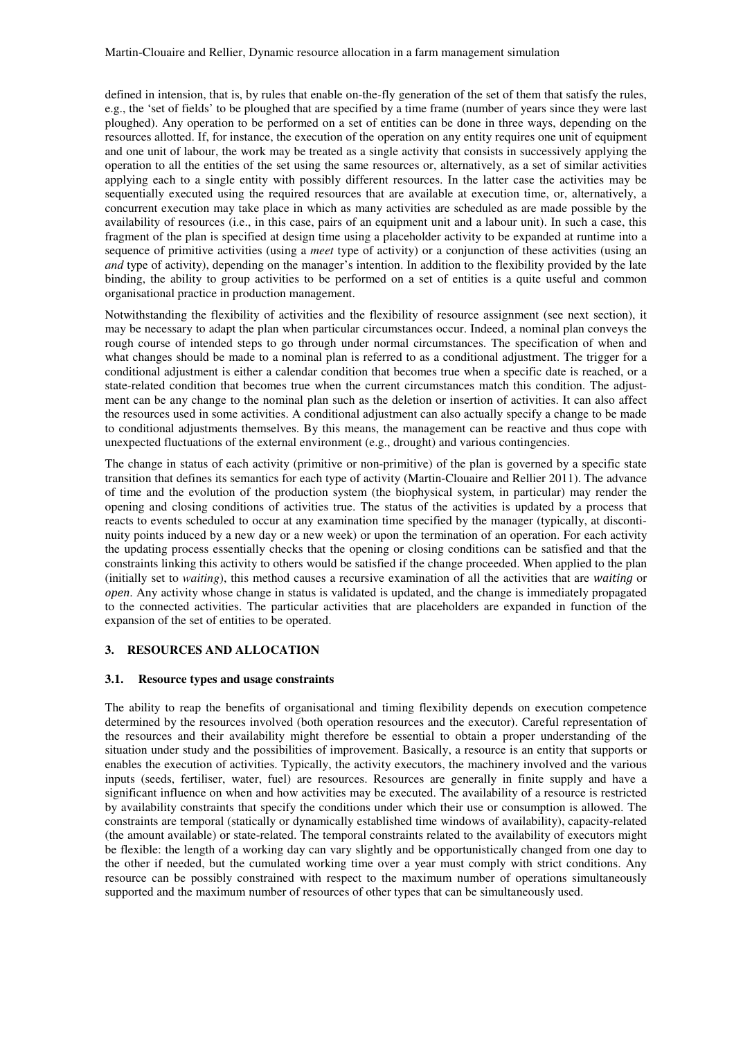defined in intension, that is, by rules that enable on-the-fly generation of the set of them that satisfy the rules, e.g., the 'set of fields' to be ploughed that are specified by a time frame (number of years since they were last ploughed). Any operation to be performed on a set of entities can be done in three ways, depending on the resources allotted. If, for instance, the execution of the operation on any entity requires one unit of equipment and one unit of labour, the work may be treated as a single activity that consists in successively applying the operation to all the entities of the set using the same resources or, alternatively, as a set of similar activities applying each to a single entity with possibly different resources. In the latter case the activities may be sequentially executed using the required resources that are available at execution time, or, alternatively, a concurrent execution may take place in which as many activities are scheduled as are made possible by the availability of resources (i.e., in this case, pairs of an equipment unit and a labour unit). In such a case, this fragment of the plan is specified at design time using a placeholder activity to be expanded at runtime into a sequence of primitive activities (using a *meet* type of activity) or a conjunction of these activities (using an *and* type of activity), depending on the manager's intention. In addition to the flexibility provided by the late binding, the ability to group activities to be performed on a set of entities is a quite useful and common organisational practice in production management.

Notwithstanding the flexibility of activities and the flexibility of resource assignment (see next section), it may be necessary to adapt the plan when particular circumstances occur. Indeed, a nominal plan conveys the rough course of intended steps to go through under normal circumstances. The specification of when and what changes should be made to a nominal plan is referred to as a conditional adjustment. The trigger for a conditional adjustment is either a calendar condition that becomes true when a specific date is reached, or a state-related condition that becomes true when the current circumstances match this condition. The adjustment can be any change to the nominal plan such as the deletion or insertion of activities. It can also affect the resources used in some activities. A conditional adjustment can also actually specify a change to be made to conditional adjustments themselves. By this means, the management can be reactive and thus cope with unexpected fluctuations of the external environment (e.g., drought) and various contingencies.

The change in status of each activity (primitive or non-primitive) of the plan is governed by a specific state transition that defines its semantics for each type of activity (Martin-Clouaire and Rellier 2011). The advance of time and the evolution of the production system (the biophysical system, in particular) may render the opening and closing conditions of activities true. The status of the activities is updated by a process that reacts to events scheduled to occur at any examination time specified by the manager (typically, at discontinuity points induced by a new day or a new week) or upon the termination of an operation. For each activity the updating process essentially checks that the opening or closing conditions can be satisfied and that the constraints linking this activity to others would be satisfied if the change proceeded. When applied to the plan (initially set to *waiting*), this method causes a recursive examination of all the activities that are *waiting* or *open*. Any activity whose change in status is validated is updated, and the change is immediately propagated to the connected activities. The particular activities that are placeholders are expanded in function of the expansion of the set of entities to be operated.

## 3. RESOURCES AND ALLOCATION

### 3.1. Resource types and usage constraints

The ability to reap the benefits of organisational and timing flexibility depends on execution competence determined by the resources involved (both operation resources and the executor). Careful representation of the resources and their availability might therefore be essential to obtain a proper understanding of the situation under study and the possibilities of improvement. Basically, a resource is an entity that supports or enables the execution of activities. Typically, the activity executors, the machinery involved and the various inputs (seeds, fertiliser, water, fuel) are resources. Resources are generally in finite supply and have a significant influence on when and how activities may be executed. The availability of a resource is restricted by availability constraints that specify the conditions under which their use or consumption is allowed. The constraints are temporal (statically or dynamically established time windows of availability), capacity-related (the amount available) or state-related. The temporal constraints related to the availability of executors might be flexible: the length of a working day can vary slightly and be opportunistically changed from one day to the other if needed, but the cumulated working time over a year must comply with strict conditions. Any resource can be possibly constrained with respect to the maximum number of operations simultaneously supported and the maximum number of resources of other types that can be simultaneously used.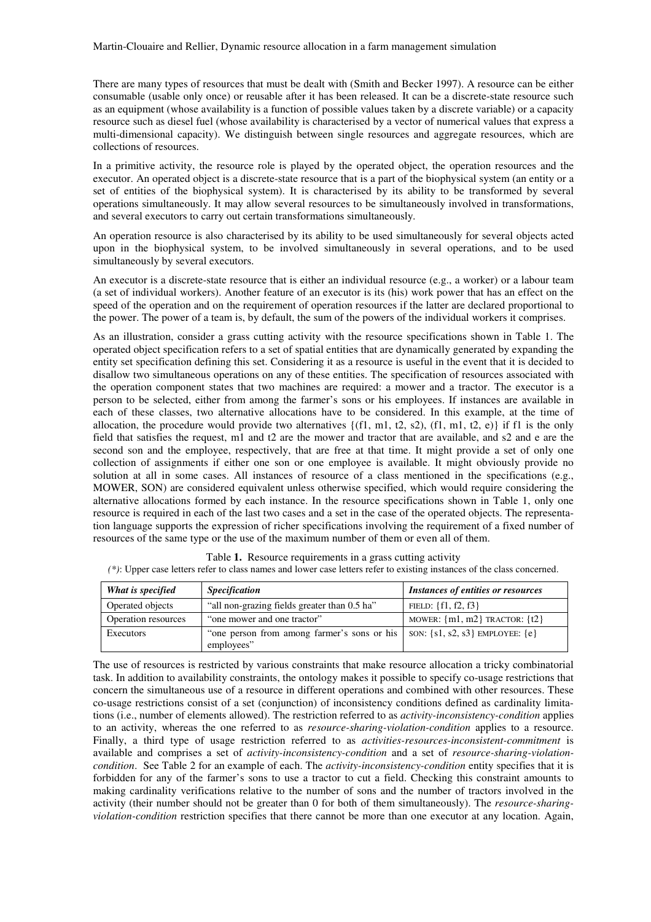There are many types of resources that must be dealt with (Smith and Becker 1997). A resource can be either consumable (usable only once) or reusable after it has been released. It can be a discrete-state resource such as an equipment (whose availability is a function of possible values taken by a discrete variable) or a capacity resource such as diesel fuel (whose availability is characterised by a vector of numerical values that express a multi-dimensional capacity). We distinguish between single resources and aggregate resources, which are collections of resources.

In a primitive activity, the resource role is played by the operated object, the operation resources and the executor. An operated object is a discrete-state resource that is a part of the biophysical system (an entity or a set of entities of the biophysical system). It is characterised by its ability to be transformed by several operations simultaneously. It may allow several resources to be simultaneously involved in transformations, and several executors to carry out certain transformations simultaneously.

An operation resource is also characterised by its ability to be used simultaneously for several objects acted upon in the biophysical system, to be involved simultaneously in several operations, and to be used simultaneously by several executors.

An executor is a discrete-state resource that is either an individual resource (e.g., a worker) or a labour team (a set of individual workers). Another feature of an executor is its (his) work power that has an effect on the speed of the operation and on the requirement of operation resources if the latter are declared proportional to the power. The power of a team is, by default, the sum of the powers of the individual workers it comprises.

As an illustration, consider a grass cutting activity with the resource specifications shown in Table 1. The operated object specification refers to a set of spatial entities that are dynamically generated by expanding the entity set specification defining this set. Considering it as a resource is useful in the event that it is decided to disallow two simultaneous operations on any of these entities. The specification of resources associated with the operation component states that two machines are required: a mower and a tractor. The executor is a person to be selected, either from among the farmer's sons or his employees. If instances are available in each of these classes, two alternative allocations have to be considered. In this example, at the time of allocation, the procedure would provide two alternatives {(f1, m1, t2, s2), (f1, m1, t2, e)} if f1 is the only field that satisfies the request, m1 and t2 are the mower and tractor that are available, and s2 and e are the second son and the employee, respectively, that are free at that time. It might provide a set of only one collection of assignments if either one son or one employee is available. It might obviously provide no solution at all in some cases. All instances of resource of a class mentioned in the specifications (e.g., MOWER, SON) are considered equivalent unless otherwise specified, which would require considering the alternative allocations formed by each instance. In the resource specifications shown in Table 1, only one resource is required in each of the last two cases and a set in the case of the operated objects. The representation language supports the expression of richer specifications involving the requirement of a fixed number of resources of the same type or the use of the maximum number of them or even all of them.

Table **1.** Resource requirements in a grass cutting activity

*(\*)*: Upper case letters refer to class names and lower case letters refer to existing instances of the class concerned.

| *What is specified* | *Specification* | *Instances of entities or resources* |
|---|---|---|
| Operated objects | "all non-grazing fields greater than 0.5 ha" | FIELD: {f1, f2, f3} |
| Operation resources | "one mower and one tractor" | MOWER: {m1, m2} TRACTOR: {t2} |
| Executors | "one person from among farmer's sons or his employees" | SON: {s1, s2, s3} EMPLOYEE: {e} |

The use of resources is restricted by various constraints that make resource allocation a tricky combinatorial task. In addition to availability constraints, the ontology makes it possible to specify co-usage restrictions that concern the simultaneous use of a resource in different operations and combined with other resources. These co-usage restrictions consist of a set (conjunction) of inconsistency conditions defined as cardinality limitations (i.e., number of elements allowed). The restriction referred to as *activity-inconsistency-condition* applies to an activity, whereas the one referred to as *resource-sharing-violation-condition* applies to a resource. Finally, a third type of usage restriction referred to as *activities-resources-inconsistent-commitment* is available and comprises a set of *activity-inconsistency-condition* and a set of *resource-sharing-violation-condition*. See Table 2 for an example of each. The *activity-inconsistency-condition* entity specifies that it is forbidden for any of the farmer's sons to use a tractor to cut a field. Checking this constraint amounts to making cardinality verifications relative to the number of sons and the number of tractors involved in the activity (their number should not be greater than 0 for both of them simultaneously). The *resource-sharing-violation-condition* restriction specifies that there cannot be more than one executor at any location. Again,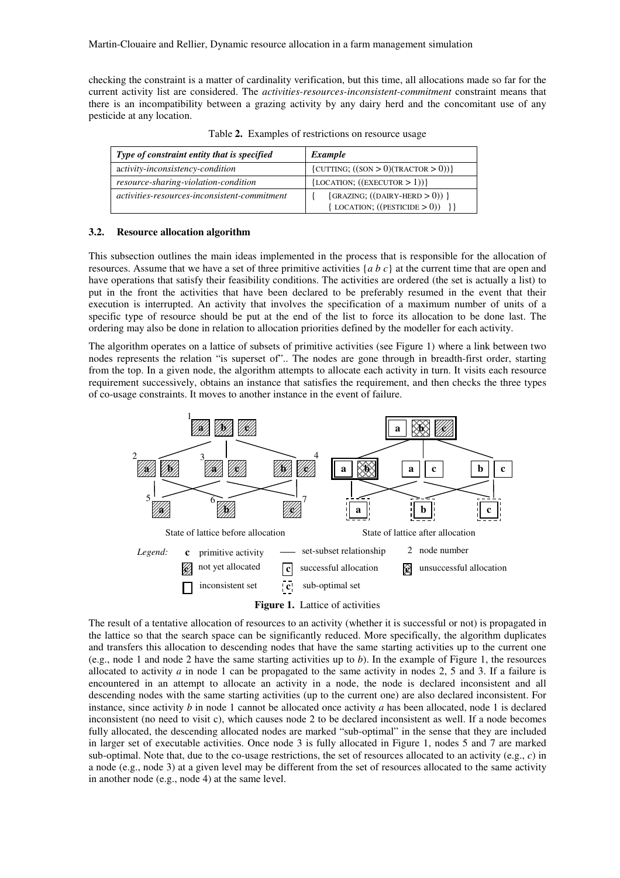checking the constraint is a matter of cardinality verification, but this time, all allocations made so far for the current activity list are considered. The *activities-resources-inconsistent-commitment* constraint means that there is an incompatibility between a grazing activity by any dairy herd and the concomitant use of any pesticide at any location.

Table **2.** Examples of restrictions on resource usage

| *Type of constraint entity that is specified* | *Example* |
|---|---|
| activity-inconsistency-condition | {CUTTING; ((SON > 0)(TRACTOR > 0))} |
| resource-sharing-violation-condition | {LOCATION; ((EXECUTOR > 1))} |
| activities-resources-inconsistent-commitment | { {GRAZING; ((DAIRY-HERD > 0)) } { LOCATION; ((PESTICIDE > 0)) }} |

### 3.2. Resource allocation algorithm

This subsection outlines the main ideas implemented in the process that is responsible for the allocation of resources. Assume that we have a set of three primitive activities {*a b c*} at the current time that are open and have operations that satisfy their feasibility conditions. The activities are ordered (the set is actually a list) to put in the front the activities that have been declared to be preferably resumed in the event that their execution is interrupted. An activity that involves the specification of a maximum number of units of a specific type of resource should be put at the end of the list to force its allocation to be done last. The ordering may also be done in relation to allocation priorities defined by the modeller for each activity.

The algorithm operates on a lattice of subsets of primitive activities (see Figure 1) where a link between two nodes represents the relation "is superset of".. The nodes are gone through in breadth-first order, starting from the top. In a given node, the algorithm attempts to allocate each activity in turn. It visits each resource requirement successively, obtains an instance that satisfies the requirement, and then checks the three types of co-usage constraints. It moves to another instance in the event of failure.

State of lattice before allocation — State of lattice after allocation

Legend: c primitive activity; — set-subset relationship; 2 node number; not yet allocated; successful allocation; unsuccessful allocation; inconsistent set; sub-optimal set

**Figure 1.** Lattice of activities

The result of a tentative allocation of resources to an activity (whether it is successful or not) is propagated in the lattice so that the search space can be significantly reduced. More specifically, the algorithm duplicates and transfers this allocation to descending nodes that have the same starting activities up to the current one (e.g., node 1 and node 2 have the same starting activities up to *b*). In the example of Figure 1, the resources allocated to activity *a* in node 1 can be propagated to the same activity in nodes 2, 5 and 3. If a failure is encountered in an attempt to allocate an activity in a node, the node is declared inconsistent and all descending nodes with the same starting activities (up to the current one) are also declared inconsistent. For instance, since activity *b* in node 1 cannot be allocated once activity *a* has been allocated, node 1 is declared inconsistent (no need to visit c), which causes node 2 to be declared inconsistent as well. If a node becomes fully allocated, the descending allocated nodes are marked "sub-optimal" in the sense that they are included in larger set of executable activities. Once node 3 is fully allocated in Figure 1, nodes 5 and 7 are marked sub-optimal. Note that, due to the co-usage restrictions, the set of resources allocated to an activity (e.g., *c*) in a node (e.g., node 3) at a given level may be different from the set of resources allocated to the same activity in another node (e.g., node 4) at the same level.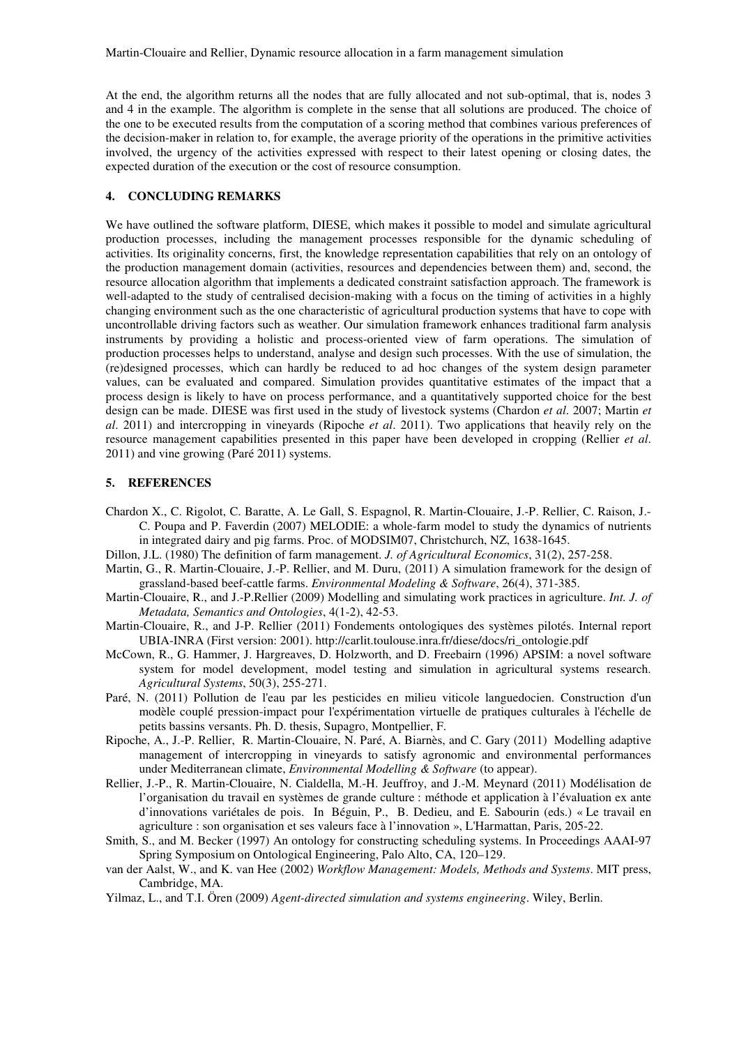At the end, the algorithm returns all the nodes that are fully allocated and not sub-optimal, that is, nodes 3 and 4 in the example. The algorithm is complete in the sense that all solutions are produced. The choice of the one to be executed results from the computation of a scoring method that combines various preferences of the decision-maker in relation to, for example, the average priority of the operations in the primitive activities involved, the urgency of the activities expressed with respect to their latest opening or closing dates, the expected duration of the execution or the cost of resource consumption.

## 4. CONCLUDING REMARKS

We have outlined the software platform, DIESE, which makes it possible to model and simulate agricultural production processes, including the management processes responsible for the dynamic scheduling of activities. Its originality concerns, first, the knowledge representation capabilities that rely on an ontology of the production management domain (activities, resources and dependencies between them) and, second, the resource allocation algorithm that implements a dedicated constraint satisfaction approach. The framework is well-adapted to the study of centralised decision-making with a focus on the timing of activities in a highly changing environment such as the one characteristic of agricultural production systems that have to cope with uncontrollable driving factors such as weather. Our simulation framework enhances traditional farm analysis instruments by providing a holistic and process-oriented view of farm operations. The simulation of production processes helps to understand, analyse and design such processes. With the use of simulation, the (re)designed processes, which can hardly be reduced to ad hoc changes of the system design parameter values, can be evaluated and compared. Simulation provides quantitative estimates of the impact that a process design is likely to have on process performance, and a quantitatively supported choice for the best design can be made. DIESE was first used in the study of livestock systems (Chardon *et al*. 2007; Martin *et al*. 2011) and intercropping in vineyards (Ripoche *et al*. 2011). Two applications that heavily rely on the resource management capabilities presented in this paper have been developed in cropping (Rellier *et al*. 2011) and vine growing (Paré 2011) systems.

## 5. REFERENCES

Chardon X., C. Rigolot, C. Baratte, A. Le Gall, S. Espagnol, R. Martin-Clouaire, J.-P. Rellier, C. Raison, J.-C. Poupa and P. Faverdin (2007) MELODIE: a whole-farm model to study the dynamics of nutrients in integrated dairy and pig farms. Proc. of MODSIM07, Christchurch, NZ, 1638-1645.

Dillon, J.L. (1980) The definition of farm management. *J. of Agricultural Economics*, 31(2), 257-258.

Martin, G., R. Martin-Clouaire, J.-P. Rellier, and M. Duru, (2011) A simulation framework for the design of grassland-based beef-cattle farms. *Environmental Modeling & Software*, 26(4), 371-385.

Martin-Clouaire, R., and J.-P.Rellier (2009) Modelling and simulating work practices in agriculture. *Int. J. of Metadata, Semantics and Ontologies*, 4(1-2), 42-53.

Martin-Clouaire, R., and J-P. Rellier (2011) Fondements ontologiques des systèmes pilotés. Internal report UBIA-INRA (First version: 2001). http://carlit.toulouse.inra.fr/diese/docs/ri_ontologie.pdf

McCown, R., G. Hammer, J. Hargreaves, D. Holzworth, and D. Freebairn (1996) APSIM: a novel software system for model development, model testing and simulation in agricultural systems research. *Agricultural Systems*, 50(3), 255-271.

Paré, N. (2011) Pollution de l'eau par les pesticides en milieu viticole languedocien. Construction d'un modèle couplé pression-impact pour l'expérimentation virtuelle de pratiques culturales à l'échelle de petits bassins versants. Ph. D. thesis, Supagro, Montpellier, F.

Ripoche, A., J.-P. Rellier, R. Martin-Clouaire, N. Paré, A. Biarnès, and C. Gary (2011) Modelling adaptive management of intercropping in vineyards to satisfy agronomic and environmental performances under Mediterranean climate, *Environmental Modelling & Software* (to appear).

Rellier, J.-P., R. Martin-Clouaire, N. Cialdella, M.-H. Jeuffroy, and J.-M. Meynard (2011) Modélisation de l'organisation du travail en systèmes de grande culture : méthode et application à l'évaluation ex ante d'innovations variétales de pois. In Béguin, P., B. Dedieu, and E. Sabourin (eds.) « Le travail en agriculture : son organisation et ses valeurs face à l'innovation », L'Harmattan, Paris, 205-22.

Smith, S., and M. Becker (1997) An ontology for constructing scheduling systems. In Proceedings AAAI-97 Spring Symposium on Ontological Engineering, Palo Alto, CA, 120–129.

van der Aalst, W., and K. van Hee (2002) *Workflow Management: Models, Methods and Systems*. MIT press, Cambridge, MA.

Yilmaz, L., and T.I. Ören (2009) *Agent-directed simulation and systems engineering*. Wiley, Berlin.